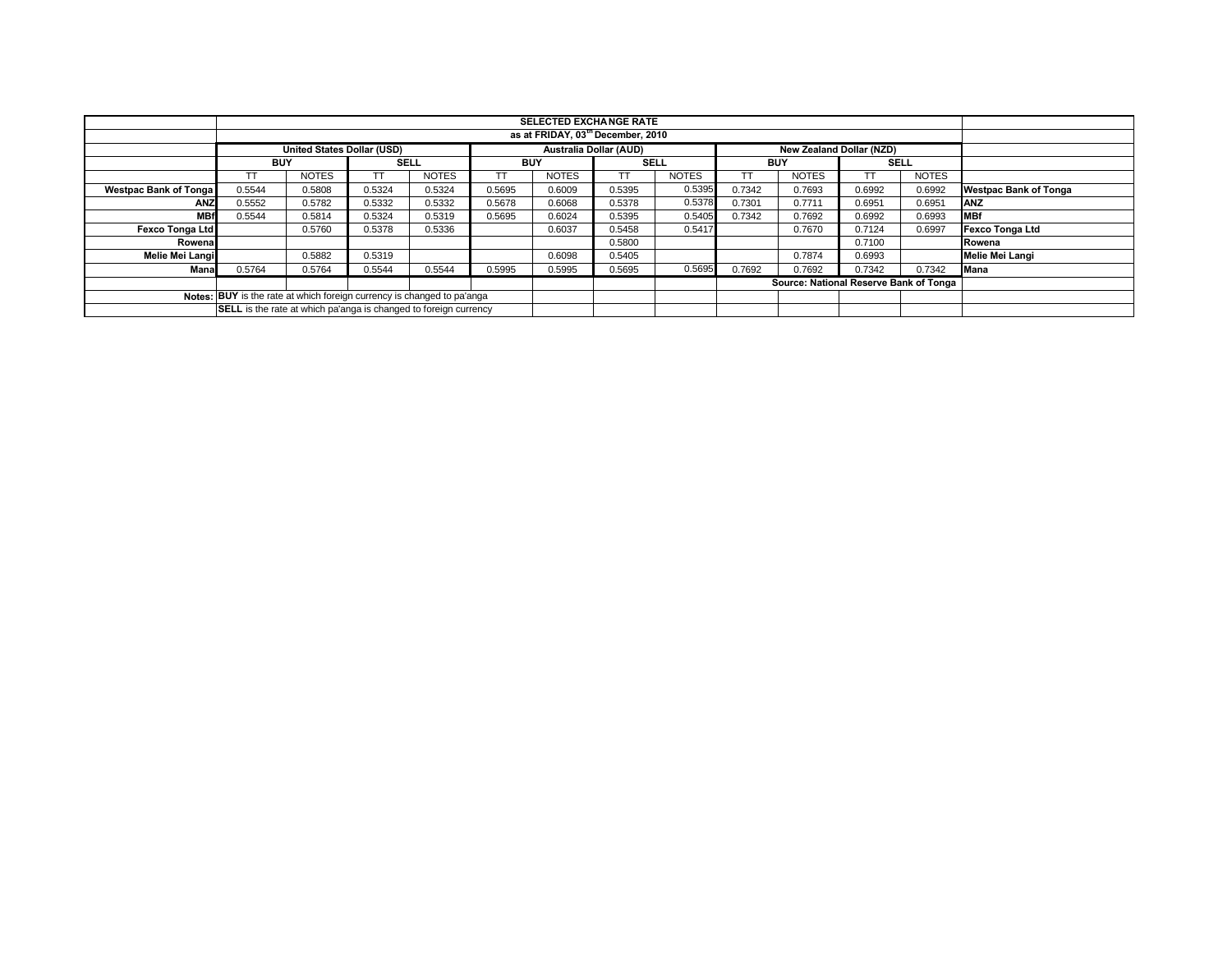| | SELECTED EXCHANGE RATE | | | | | | | | | | | | |
|---|---|---|---|---|---|---|---|---|---|---|---|---|---|
| | as at FRIDAY, 03rd December, 2010 | | | | | | | | | | | | |
| | United States Dollar (USD) | | | | Australia Dollar (AUD) | | | | New Zealand Dollar (NZD) | | | | |
| | BUY | | SELL | | BUY | | SELL | | BUY | | SELL | | |
| | TT | NOTES | TT | NOTES | TT | NOTES | TT | NOTES | TT | NOTES | TT | NOTES | |
| Westpac Bank of Tonga | 0.5544 | 0.5808 | 0.5324 | 0.5324 | 0.5695 | 0.6009 | 0.5395 | 0.5395 | 0.7342 | 0.7693 | 0.6992 | 0.6992 | Westpac Bank of Tonga |
| ANZ | 0.5552 | 0.5782 | 0.5332 | 0.5332 | 0.5678 | 0.6068 | 0.5378 | 0.5378 | 0.7301 | 0.7711 | 0.6951 | 0.6951 | ANZ |
| MBf | 0.5544 | 0.5814 | 0.5324 | 0.5319 | 0.5695 | 0.6024 | 0.5395 | 0.5405 | 0.7342 | 0.7692 | 0.6992 | 0.6993 | MBf |
| Fexco Tonga Ltd | | 0.5760 | 0.5378 | 0.5336 | | 0.6037 | 0.5458 | 0.5417 | | 0.7670 | 0.7124 | 0.6997 | Fexco Tonga Ltd |
| Rowena | | | | | | | 0.5800 | | | | 0.7100 | | Rowena |
| Melie Mei Langi | | 0.5882 | 0.5319 | | | 0.6098 | 0.5405 | | | 0.7874 | 0.6993 | | Melie Mei Langi |
| Mana | 0.5764 | 0.5764 | 0.5544 | 0.5544 | 0.5995 | 0.5995 | 0.5695 | 0.5695 | 0.7692 | 0.7692 | 0.7342 | 0.7342 | Mana |
| | | | | | | | | | Source: National Reserve Bank of Tonga | | | | |
| Notes: | **BUY** is the rate at which foreign currency is changed to pa'anga | | | | | | | | | | | | |
| | **SELL** is the rate at which pa'anga is changed to foreign currency | | | | | | | | | | | | |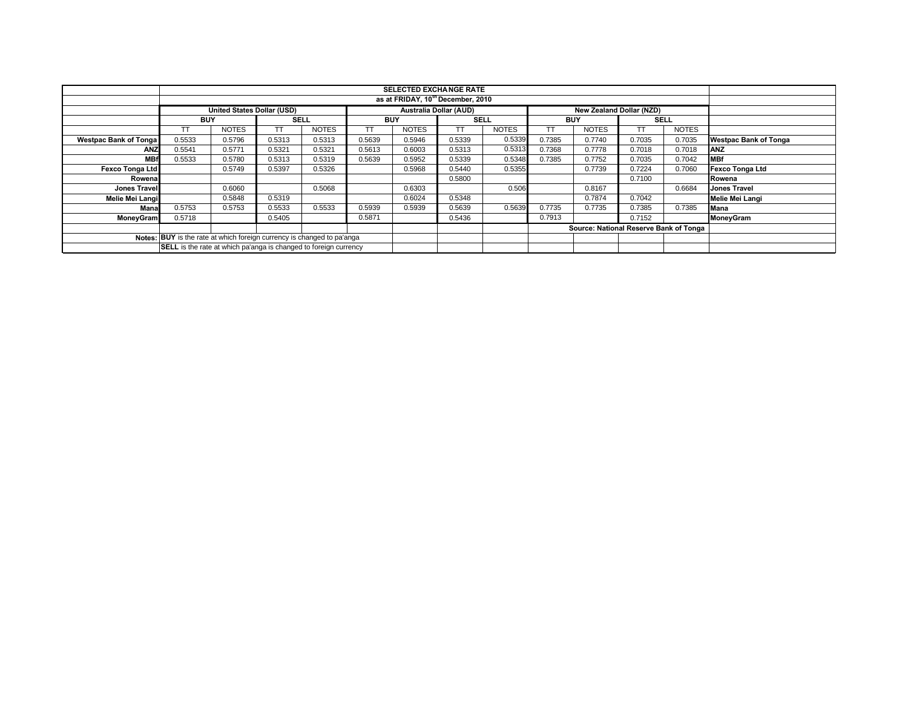| | SELECTED EXCHANGE RATE | | | | | | | | | | | | |
|---|---|---|---|---|---|---|---|---|---|---|---|---|---|
| | as at FRIDAY, 10th December, 2010 | | | | | | | | | | | | |
| | United States Dollar (USD) | | | | Australia Dollar (AUD) | | | | New Zealand Dollar (NZD) | | | | |
| | BUY | | SELL | | BUY | | SELL | | BUY | | SELL | | |
| | TT | NOTES | TT | NOTES | TT | NOTES | TT | NOTES | TT | NOTES | TT | NOTES | |
| **Westpac Bank of Tonga** | 0.5533 | 0.5796 | 0.5313 | 0.5313 | 0.5639 | 0.5946 | 0.5339 | 0.5339 | 0.7385 | 0.7740 | 0.7035 | 0.7035 | **Westpac Bank of Tonga** |
| **ANZ** | 0.5541 | 0.5771 | 0.5321 | 0.5321 | 0.5613 | 0.6003 | 0.5313 | 0.5313 | 0.7368 | 0.7778 | 0.7018 | 0.7018 | **ANZ** |
| **MBf** | 0.5533 | 0.5780 | 0.5313 | 0.5319 | 0.5639 | 0.5952 | 0.5339 | 0.5348 | 0.7385 | 0.7752 | 0.7035 | 0.7042 | **MBf** |
| **Fexco Tonga Ltd** | | 0.5749 | 0.5397 | 0.5326 | | 0.5968 | 0.5440 | 0.5355 | | 0.7739 | 0.7224 | 0.7060 | **Fexco Tonga Ltd** |
| **Rowena** | | | | | | | 0.5800 | | | | 0.7100 | | **Rowena** |
| **Jones Travel** | | 0.6060 | | 0.5068 | | 0.6303 | | 0.506 | | 0.8167 | | 0.6684 | **Jones Travel** |
| **Melie Mei Langi** | | 0.5848 | 0.5319 | | | 0.6024 | 0.5348 | | | 0.7874 | 0.7042 | | **Melie Mei Langi** |
| **Mana** | 0.5753 | 0.5753 | 0.5533 | 0.5533 | 0.5939 | 0.5939 | 0.5639 | 0.5639 | 0.7735 | 0.7735 | 0.7385 | 0.7385 | **Mana** |
| **MoneyGram** | 0.5718 | | 0.5405 | | 0.5871 | | 0.5436 | | 0.7913 | | 0.7152 | | **MoneyGram** |
| | | | | | | | | | Source: National Reserve Bank of Tonga | | | | |
| **Notes:** | **BUY** is the rate at which foreign currency is changed to pa'anga | | | | | | | | | | | | |
| | **SELL** is the rate at which pa'anga is changed to foreign currency | | | | | | | | | | | | |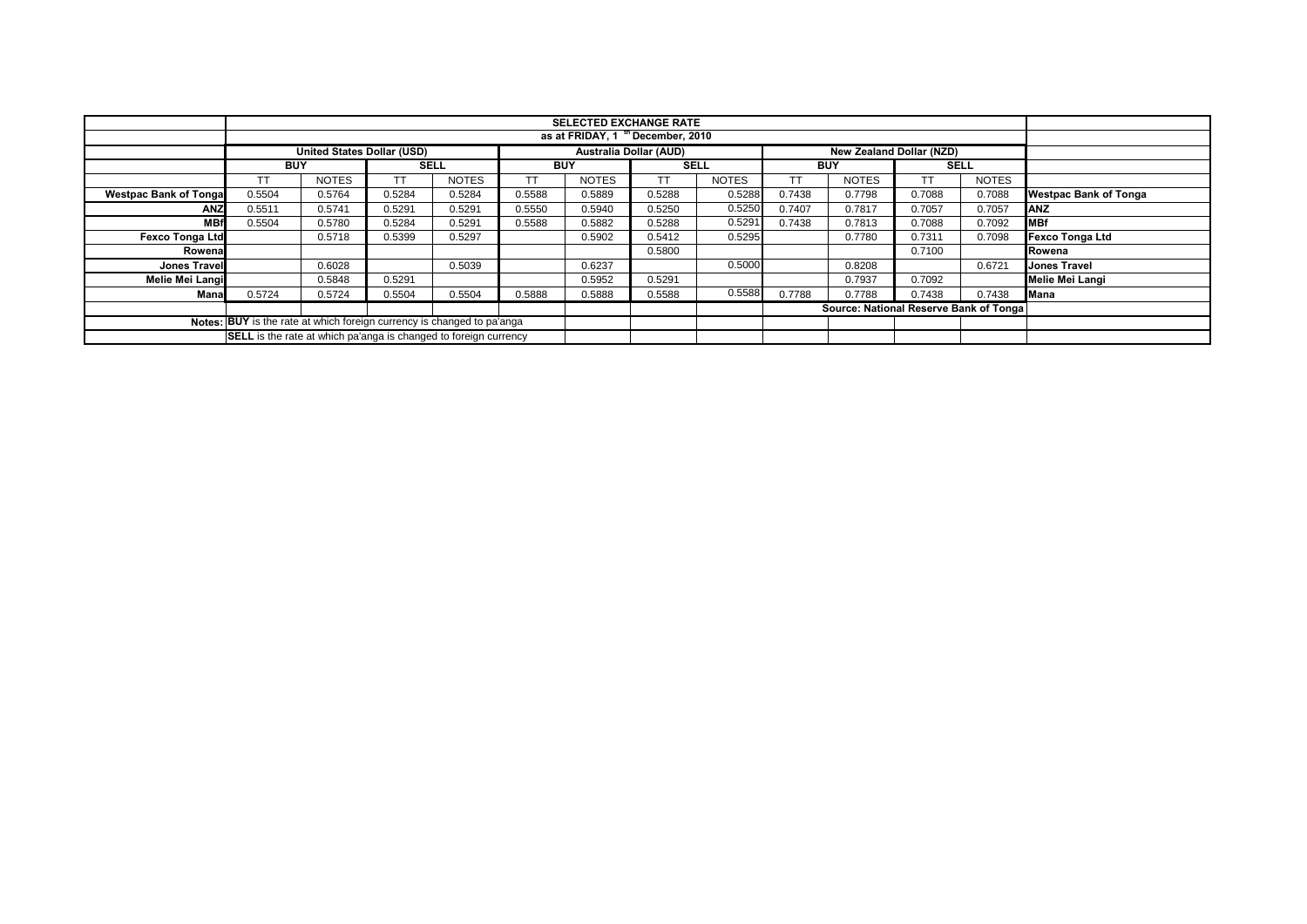| | SELECTED EXCHANGE RATE | | | | | | | | | | | | |
|---|---|---|---|---|---|---|---|---|---|---|---|---|---|
| | as at FRIDAY, 1 th December, 2010 | | | | | | | | | | | | |
| | United States Dollar (USD) | | | | Australia Dollar (AUD) | | | | New Zealand Dollar (NZD) | | | | |
| | BUY | | SELL | | BUY | | SELL | | BUY | | SELL | | |
| | TT | NOTES | TT | NOTES | TT | NOTES | TT | NOTES | TT | NOTES | TT | NOTES | |
| **Westpac Bank of Tonga** | 0.5504 | 0.5764 | 0.5284 | 0.5284 | 0.5588 | 0.5889 | 0.5288 | 0.5288 | 0.7438 | 0.7798 | 0.7088 | 0.7088 | **Westpac Bank of Tonga** |
| **ANZ** | 0.5511 | 0.5741 | 0.5291 | 0.5291 | 0.5550 | 0.5940 | 0.5250 | 0.5250 | 0.7407 | 0.7817 | 0.7057 | 0.7057 | **ANZ** |
| **MBf** | 0.5504 | 0.5780 | 0.5284 | 0.5291 | 0.5588 | 0.5882 | 0.5288 | 0.5291 | 0.7438 | 0.7813 | 0.7088 | 0.7092 | **MBf** |
| **Fexco Tonga Ltd** | | 0.5718 | 0.5399 | 0.5297 | | 0.5902 | 0.5412 | 0.5295 | | 0.7780 | 0.7311 | 0.7098 | **Fexco Tonga Ltd** |
| **Rowena** | | | | | | | 0.5800 | | | | 0.7100 | | **Rowena** |
| **Jones Travel** | | 0.6028 | | 0.5039 | | 0.6237 | | 0.5000 | | 0.8208 | | 0.6721 | **Jones Travel** |
| **Melie Mei Langi** | | 0.5848 | 0.5291 | | | 0.5952 | 0.5291 | | | 0.7937 | 0.7092 | | **Melie Mei Langi** |
| **Mana** | 0.5724 | 0.5724 | 0.5504 | 0.5504 | 0.5888 | 0.5888 | 0.5588 | 0.5588 | 0.7788 | 0.7788 | 0.7438 | 0.7438 | **Mana** |
| | | | | | | | | | **Source: National Reserve Bank of Tonga** | | | | |
| **Notes:** | **BUY** is the rate at which foreign currency is changed to pa'anga | | | | | | | | | | | | |
| | **SELL** is the rate at which pa'anga is changed to foreign currency | | | | | | | | | | | | |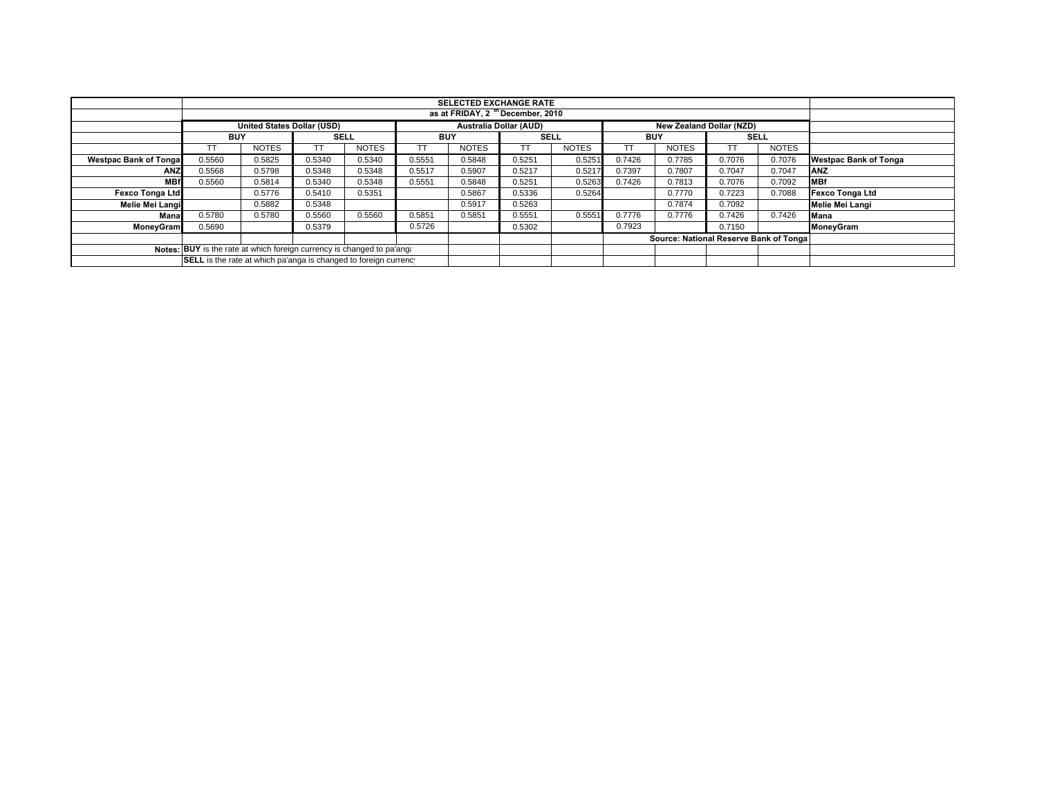| | SELECTED EXCHANGE RATE | | | | | | | | | | | | |
|---|---|---|---|---|---|---|---|---|---|---|---|---|---|
| | as at FRIDAY, 2 th December, 2010 | | | | | | | | | | | | |
| | United States Dollar (USD) | | | | Australia Dollar (AUD) | | | | New Zealand Dollar (NZD) | | | | |
| | BUY | | SELL | | BUY | | SELL | | BUY | | SELL | | |
| | TT | NOTES | TT | NOTES | TT | NOTES | TT | NOTES | TT | NOTES | TT | NOTES | |
| **Westpac Bank of Tonga** | 0.5560 | 0.5825 | 0.5340 | 0.5340 | 0.5551 | 0.5848 | 0.5251 | 0.5251 | 0.7426 | 0.7785 | 0.7076 | 0.7076 | **Westpac Bank of Tonga** |
| **ANZ** | 0.5568 | 0.5798 | 0.5348 | 0.5348 | 0.5517 | 0.5907 | 0.5217 | 0.5217 | 0.7397 | 0.7807 | 0.7047 | 0.7047 | **ANZ** |
| **MBf** | 0.5560 | 0.5814 | 0.5340 | 0.5348 | 0.5551 | 0.5848 | 0.5251 | 0.5263 | 0.7426 | 0.7813 | 0.7076 | 0.7092 | **MBf** |
| **Fexco Tonga Ltd** | | 0.5776 | 0.5410 | 0.5351 | | 0.5867 | 0.5336 | 0.5264 | | 0.7770 | 0.7223 | 0.7088 | **Fexco Tonga Ltd** |
| **Melie Mei Langi** | | 0.5882 | 0.5348 | | | 0.5917 | 0.5263 | | | 0.7874 | 0.7092 | | **Melie Mei Langi** |
| **Mana** | 0.5780 | 0.5780 | 0.5560 | 0.5560 | 0.5851 | 0.5851 | 0.5551 | 0.5551 | 0.7776 | 0.7776 | 0.7426 | 0.7426 | **Mana** |
| **MoneyGram** | 0.5690 | | 0.5379 | | 0.5726 | | 0.5302 | | 0.7923 | | 0.7150 | | **MoneyGram** |
| | | | | | | | | | **Source: National Reserve Bank of Tonga** | | | | |
| **Notes:** | **BUY** is the rate at which foreign currency is changed to pa'anga | | | | | | | | | | | | |
| | **SELL** is the rate at which pa'anga is changed to foreign currency | | | | | | | | | | | | |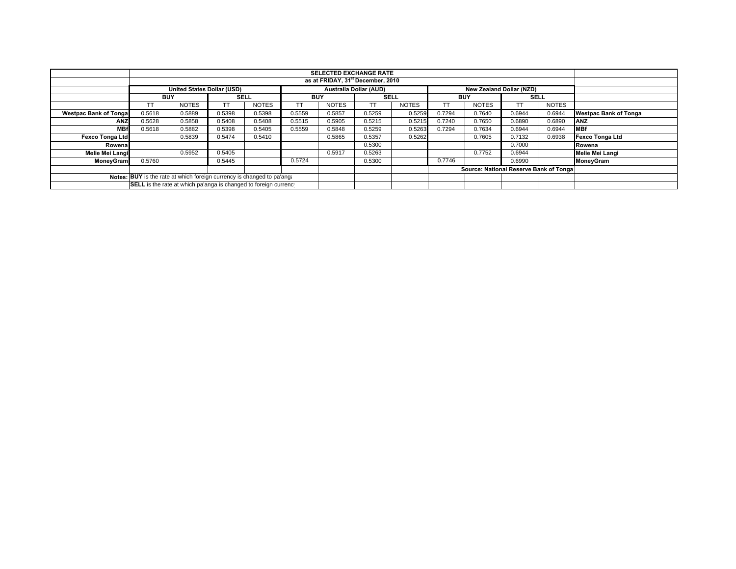| | | | | | | | | | | | | | |
|---|---|---|---|---|---|---|---|---|---|---|---|---|---|
| | **SELECTED EXCHANGE RATE** | | | | | | | | | | | | |
| | **as at FRIDAY, 31st December, 2010** | | | | | | | | | | | | |
| | **United States Dollar (USD)** | | | | **Australia Dollar (AUD)** | | | | **New Zealand Dollar (NZD)** | | | | |
| | **BUY** | | **SELL** | | **BUY** | | **SELL** | | **BUY** | | **SELL** | | |
| | TT | NOTES | TT | NOTES | TT | NOTES | TT | NOTES | TT | NOTES | TT | NOTES | |
| **Westpac Bank of Tonga** | 0.5618 | 0.5889 | 0.5398 | 0.5398 | 0.5559 | 0.5857 | 0.5259 | 0.5259 | 0.7294 | 0.7640 | 0.6944 | 0.6944 | **Westpac Bank of Tonga** |
| **ANZ** | 0.5628 | 0.5858 | 0.5408 | 0.5408 | 0.5515 | 0.5905 | 0.5215 | 0.5215 | 0.7240 | 0.7650 | 0.6890 | 0.6890 | **ANZ** |
| **MBf** | 0.5618 | 0.5882 | 0.5398 | 0.5405 | 0.5559 | 0.5848 | 0.5259 | 0.5263 | 0.7294 | 0.7634 | 0.6944 | 0.6944 | **MBf** |
| **Fexco Tonga Ltd** | | 0.5839 | 0.5474 | 0.5410 | | 0.5865 | 0.5357 | 0.5262 | | 0.7605 | 0.7132 | 0.6938 | **Fexco Tonga Ltd** |
| **Rowena** | | | | | | | 0.5300 | | | | 0.7000 | | **Rowena** |
| **Melie Mei Langi** | | 0.5952 | 0.5405 | | | 0.5917 | 0.5263 | | | 0.7752 | 0.6944 | | **Melie Mei Langi** |
| **MoneyGram** | 0.5760 | | 0.5445 | | 0.5724 | | 0.5300 | | 0.7746 | | 0.6990 | | **MoneyGram** |
| | | | | | | | | | **Source: National Reserve Bank of Tonga** | | | | |
| **Notes:** | **BUY** is the rate at which foreign currency is changed to pa'anga | | | | | | | | | | | | |
| | **SELL** is the rate at which pa'anga is changed to foreign currency | | | | | | | | | | | | |